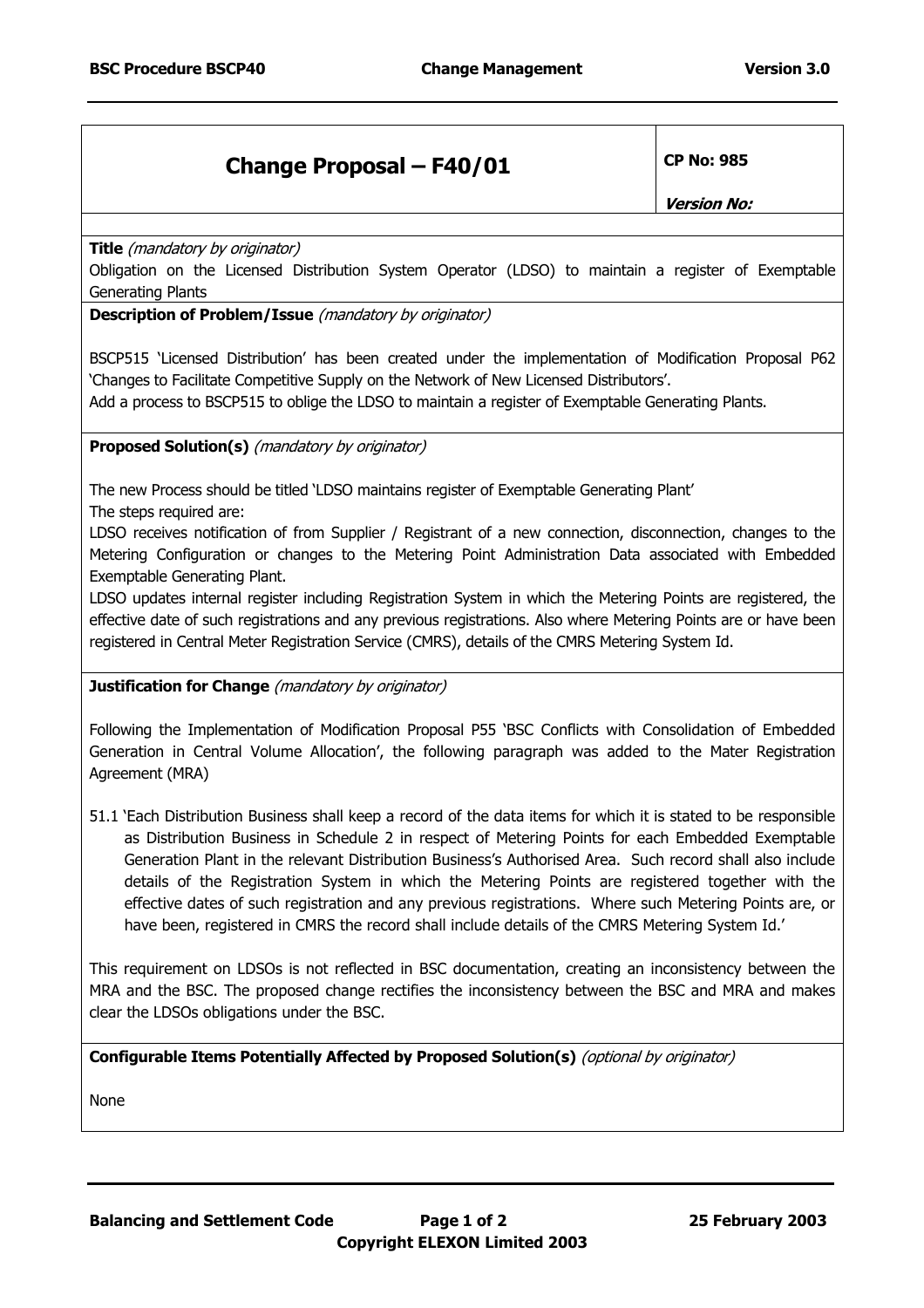# Change Proposal – F40/01

**CP No: 985**

***Version No:***

**Title** *(mandatory by originator)*

Obligation on the Licensed Distribution System Operator (LDSO) to maintain a register of Exemptable Generating Plants

**Description of Problem/Issue** *(mandatory by originator)*

BSCP515 'Licensed Distribution' has been created under the implementation of Modification Proposal P62 'Changes to Facilitate Competitive Supply on the Network of New Licensed Distributors'.

Add a process to BSCP515 to oblige the LDSO to maintain a register of Exemptable Generating Plants.

**Proposed Solution(s)** *(mandatory by originator)*

The new Process should be titled 'LDSO maintains register of Exemptable Generating Plant'

The steps required are:

LDSO receives notification of from Supplier / Registrant of a new connection, disconnection, changes to the Metering Configuration or changes to the Metering Point Administration Data associated with Embedded Exemptable Generating Plant.

LDSO updates internal register including Registration System in which the Metering Points are registered, the effective date of such registrations and any previous registrations. Also where Metering Points are or have been registered in Central Meter Registration Service (CMRS), details of the CMRS Metering System Id.

**Justification for Change** *(mandatory by originator)*

Following the Implementation of Modification Proposal P55 'BSC Conflicts with Consolidation of Embedded Generation in Central Volume Allocation', the following paragraph was added to the Mater Registration Agreement (MRA)

51.1 'Each Distribution Business shall keep a record of the data items for which it is stated to be responsible as Distribution Business in Schedule 2 in respect of Metering Points for each Embedded Exemptable Generation Plant in the relevant Distribution Business's Authorised Area. Such record shall also include details of the Registration System in which the Metering Points are registered together with the effective dates of such registration and any previous registrations. Where such Metering Points are, or have been, registered in CMRS the record shall include details of the CMRS Metering System Id.'

This requirement on LDSOs is not reflected in BSC documentation, creating an inconsistency between the MRA and the BSC. The proposed change rectifies the inconsistency between the BSC and MRA and makes clear the LDSOs obligations under the BSC.

**Configurable Items Potentially Affected by Proposed Solution(s)** *(optional by originator)*

None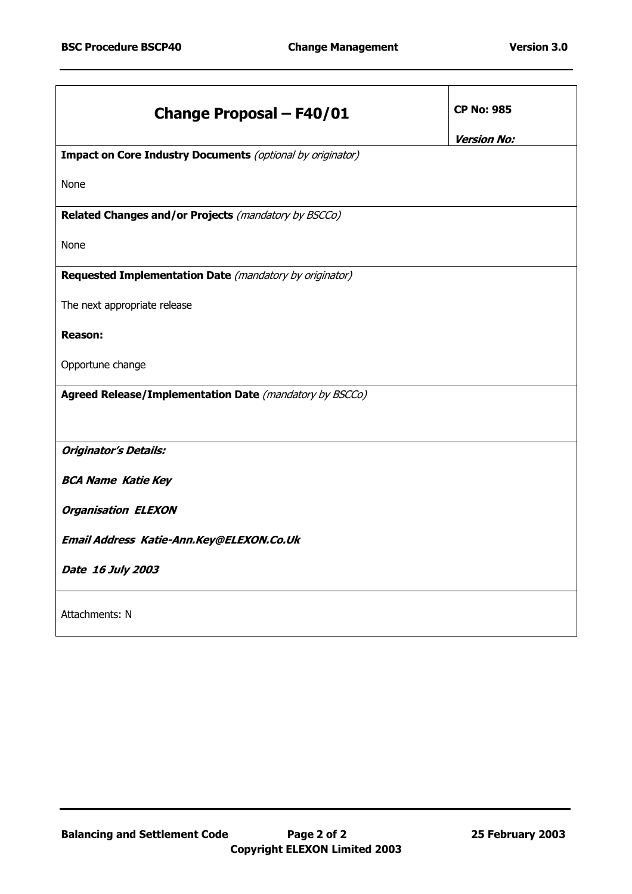## Change Proposal – F40/01

**CP No: 985**

***Version No:***

**Impact on Core Industry Documents** *(optional by originator)*

None

**Related Changes and/or Projects** *(mandatory by BSCCo)*

None

**Requested Implementation Date** *(mandatory by originator)*

The next appropriate release

**Reason:**

Opportune change

**Agreed Release/Implementation Date** *(mandatory by BSCCo)*

***Originator's Details:***

***BCA Name Katie Key***

***Organisation ELEXON***

***Email Address Katie-Ann.Key@ELEXON.Co.Uk***

***Date 16 July 2003***

Attachments: N